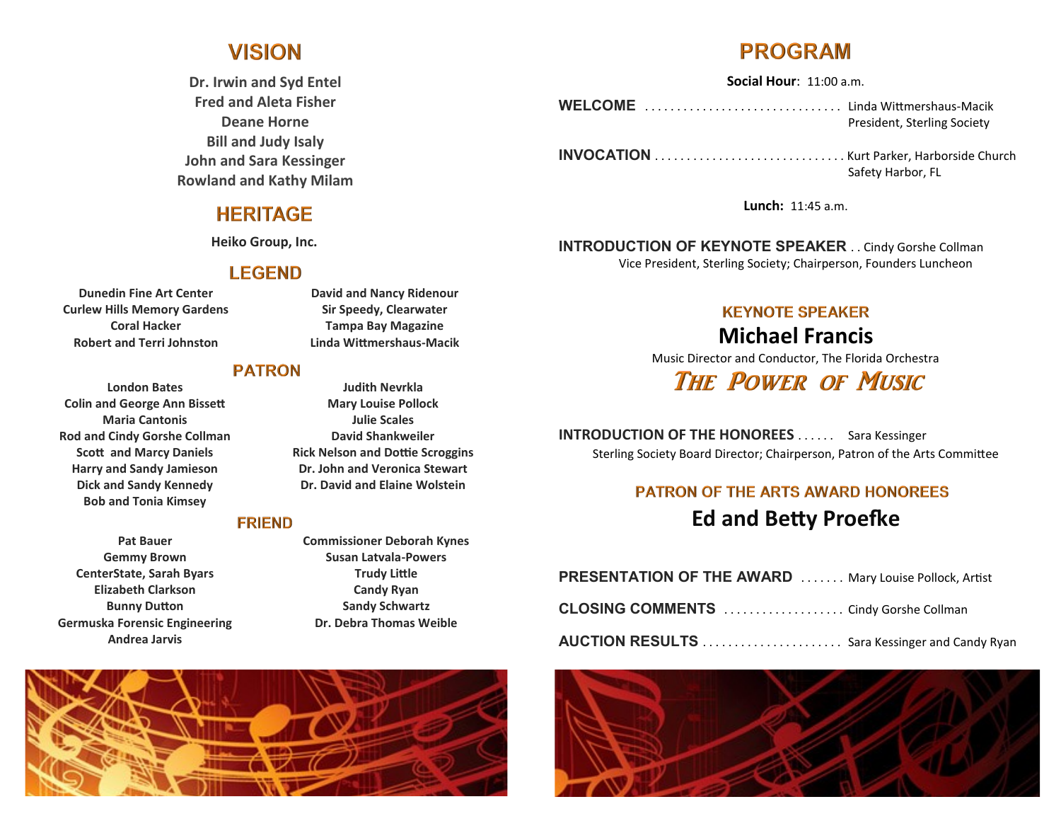## VISION

**Dr. Irwin and Syd Entel**
**Fred and Aleta Fisher**
**Deane Horne**
**Bill and Judy Isaly**
**John and Sara Kessinger**
**Rowland and Kathy Milam**

## HERITAGE

**Heiko Group, Inc.**

## LEGEND

**Dunedin Fine Art Center**
**Curlew Hills Memory Gardens**
**Coral Hacker**
**Robert and Terri Johnston**
**David and Nancy Ridenour**
**Sir Speedy, Clearwater**
**Tampa Bay Magazine**
**Linda Wittmershaus-Macik**

## PATRON

**London Bates**
**Colin and George Ann Bissett**
**Maria Cantonis**
**Rod and Cindy Gorshe Collman**
**Scott and Marcy Daniels**
**Harry and Sandy Jamieson**
**Dick and Sandy Kennedy**
**Bob and Tonia Kimsey**
**Judith Nevrkla**
**Mary Louise Pollock**
**Julie Scales**
**David Shankweiler**
**Rick Nelson and Dottie Scroggins**
**Dr. John and Veronica Stewart**
**Dr. David and Elaine Wolstein**

## FRIEND

**Pat Bauer**
**Gemmy Brown**
**CenterState, Sarah Byars**
**Elizabeth Clarkson**
**Bunny Dutton**
**Germuska Forensic Engineering**
**Andrea Jarvis**
**Commissioner Deborah Kynes**
**Susan Latvala-Powers**
**Trudy Little**
**Candy Ryan**
**Sandy Schwartz**
**Dr. Debra Thomas Weible**

## PROGRAM

**Social Hour**: 11:00 a.m.

**WELCOME** . . . . . . . . . . . . . . . . . . . . . . . . . . . . . . . Linda Wittmershaus-Macik
President, Sterling Society

**INVOCATION** . . . . . . . . . . . . . . . . . . . . . . . . . . . . . . Kurt Parker, Harborside Church
Safety Harbor, FL

**Lunch:** 11:45 a.m.

**INTRODUCTION OF KEYNOTE SPEAKER** . . Cindy Gorshe Collman
Vice President, Sterling Society; Chairperson, Founders Luncheon

### KEYNOTE SPEAKER

# Michael Francis

Music Director and Conductor, The Florida Orchestra

### *THE POWER OF MUSIC*

**INTRODUCTION OF THE HONOREES** . . . . . . Sara Kessinger
Sterling Society Board Director; Chairperson, Patron of the Arts Committee

### PATRON OF THE ARTS AWARD HONOREES

# Ed and Betty Proefke

**PRESENTATION OF THE AWARD** . . . . . . . Mary Louise Pollock, Artist

**CLOSING COMMENTS** . . . . . . . . . . . . . . . . . . . Cindy Gorshe Collman

**AUCTION RESULTS** . . . . . . . . . . . . . . . . . . . . . . Sara Kessinger and Candy Ryan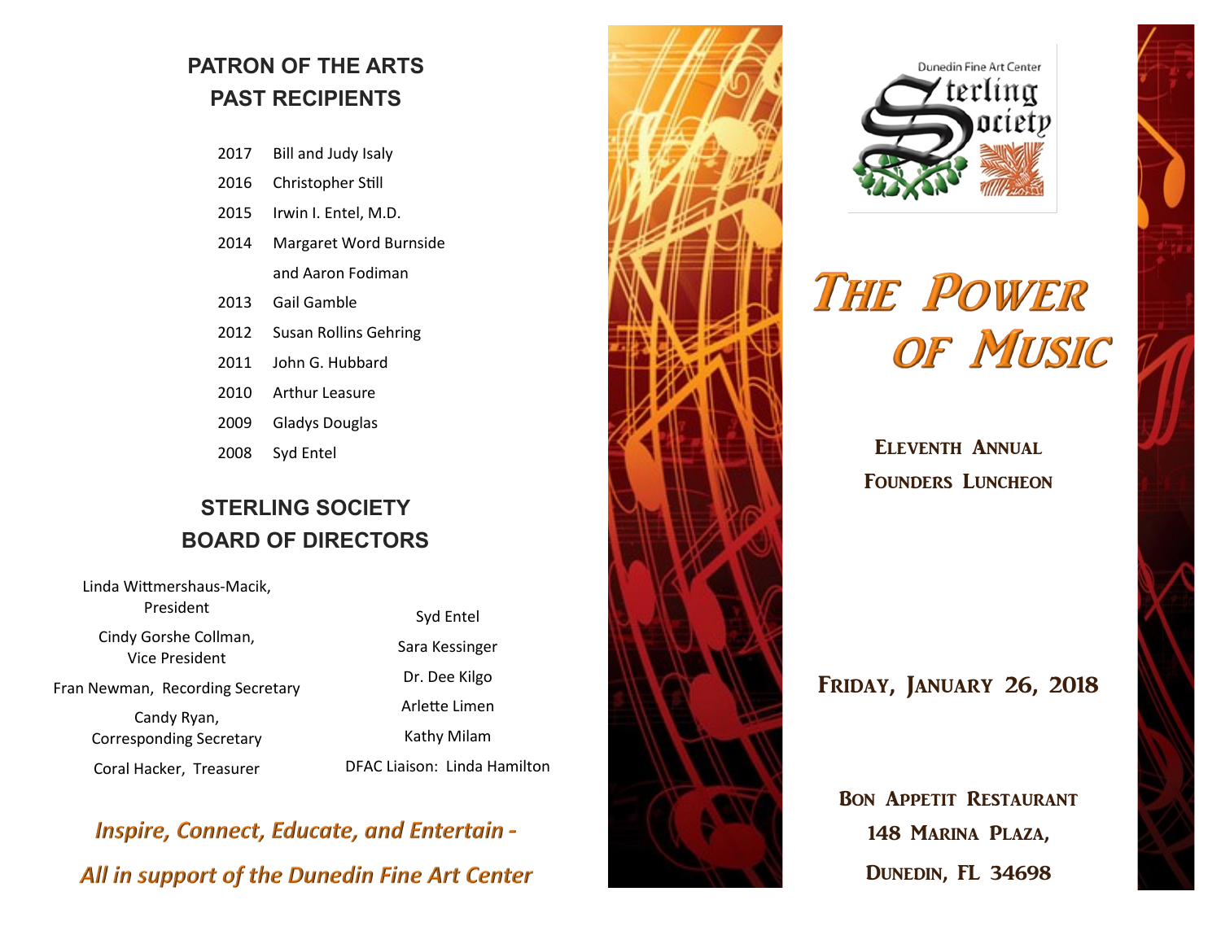## PATRON OF THE ARTS PAST RECIPIENTS

| | |
|---|---|
| 2017 | Bill and Judy Isaly |
| 2016 | Christopher Still |
| 2015 | Irwin I. Entel, M.D. |
| 2014 | Margaret Word Burnside and Aaron Fodiman |
| 2013 | Gail Gamble |
| 2012 | Susan Rollins Gehring |
| 2011 | John G. Hubbard |
| 2010 | Arthur Leasure |
| 2009 | Gladys Douglas |
| 2008 | Syd Entel |

## STERLING SOCIETY BOARD OF DIRECTORS

Linda Wittmershaus-Macik, President

Cindy Gorshe Collman, Vice President

Fran Newman, Recording Secretary

Candy Ryan, Corresponding Secretary

Coral Hacker, Treasurer

Syd Entel

Sara Kessinger

Dr. Dee Kilgo

Arlette Limen

Kathy Milam

DFAC Liaison: Linda Hamilton

***Inspire, Connect, Educate, and Entertain - All in support of the Dunedin Fine Art Center***

Dunedin Fine Art Center Sterling Society

# THE POWER OF MUSIC

### ELEVENTH ANNUAL FOUNDERS LUNCHEON

### FRIDAY, JANUARY 26, 2018

BON APPETIT RESTAURANT
148 MARINA PLAZA,
DUNEDIN, FL 34698